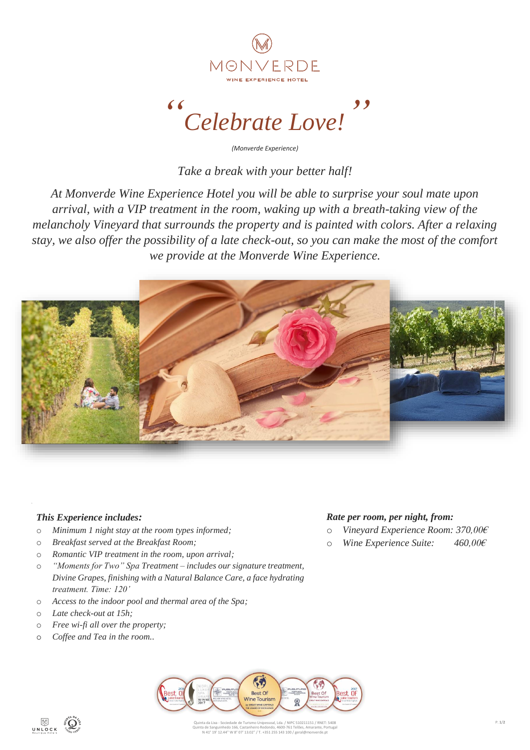MONVERDE

WINE EXPERIENCE HOTEL

# *"Celebrate Love!"*

*(Monverde Experience)*

*Take a break with your better half!*

*At Monverde Wine Experience Hotel you will be able to surprise your soul mate upon arrival, with a VIP treatment in the room, waking up with a breath-taking view of the melancholy Vineyard that surrounds the property and is painted with colors. After a relaxing stay, we also offer the possibility of a late check-out, so you can make the most of the comfort we provide at the Monverde Wine Experience.*

***This Experience includes:***

- *Minimum 1 night stay at the room types informed;*
- *Breakfast served at the Breakfast Room;*
- *Romantic VIP treatment in the room, upon arrival;*
- *"Moments for Two" Spa Treatment – includes our signature treatment, Divine Grapes, finishing with a Natural Balance Care, a face hydrating treatment. Time: 120'*
- *Access to the indoor pool and thermal area of the Spa;*
- *Late check-out at 15h;*
- *Free wi-fi all over the property;*
- *Coffee and Tea in the room..*

***Rate per room, per night, from:***

- *Vineyard Experience Room: 370,00€*
- *Wine Experience Suite: 460,00€*

Quinta da Lixa - Sociedade de Turismo Unipessoal, Lda. / NIPC 510211151 / RNET: 5408
Quinta de Sanguinhedo 166, Castanheiro Redondo, 4600-761 Telões, Amarante, Portugal
N 41° 19' 12.44'' W 8° 07' 13.02'' / T. +351 255 143 100 / geral@monverde.pt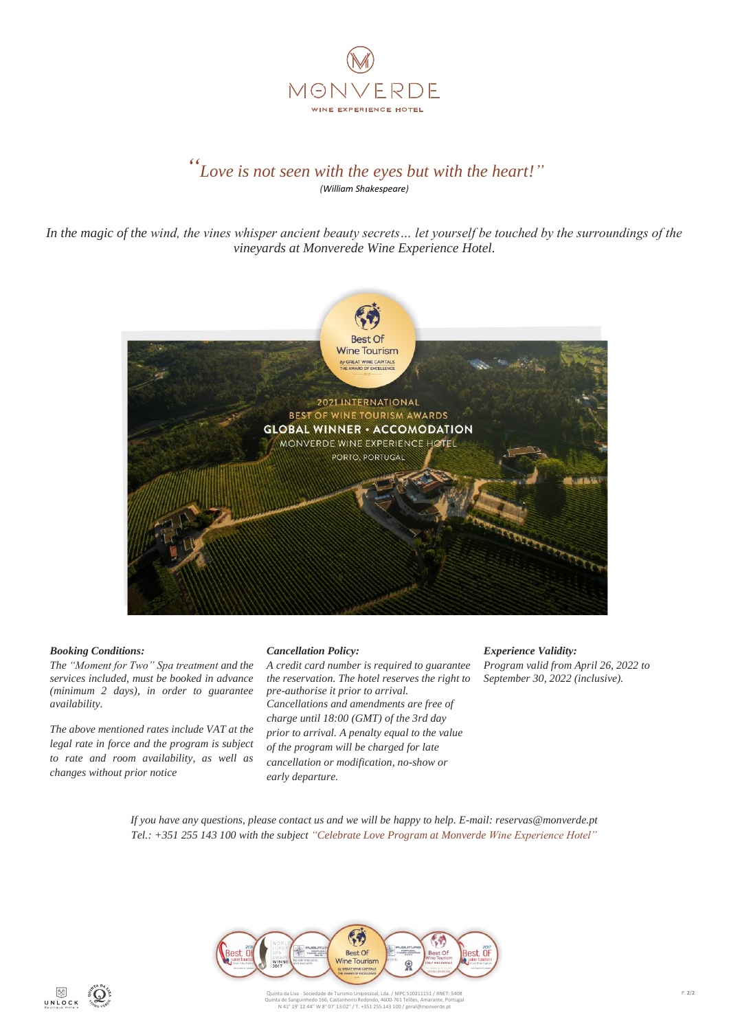MONVERDE

WINE EXPERIENCE HOTEL

*"Love is not seen with the eyes but with the heart!"*

*(William Shakespeare)*

*In the magic of the wind, the vines whisper ancient beauty secrets… let yourself be touched by the surroundings of the vineyards at Monverede Wine Experience Hotel.*

Best Of Wine Tourism

by GREAT WINE CAPITALS THE AWARD OF EXCELLENCE

2021 INTERNATIONAL
BEST OF WINE TOURISM AWARDS
**GLOBAL WINNER • ACCOMODATION**
MONVERDE WINE EXPERIENCE HOTEL
PORTO, PORTUGAL

***Booking Conditions:***

*The "Moment for Two" Spa treatment and the services included, must be booked in advance (minimum 2 days), in order to guarantee availability.*

*The above mentioned rates include VAT at the legal rate in force and the program is subject to rate and room availability, as well as changes without prior notice*

***Cancellation Policy:***

*A credit card number is required to guarantee the reservation. The hotel reserves the right to pre-authorise it prior to arrival.*
*Cancellations and amendments are free of charge until 18:00 (GMT) of the 3rd day prior to arrival. A penalty equal to the value of the program will be charged for late cancellation or modification, no-show or early departure.*

***Experience Validity:***

*Program valid from April 26, 2022 to September 30, 2022 (inclusive).*

*If you have any questions, please contact us and we will be happy to help. E-mail: reservas@monverde.pt Tel.: +351 255 143 100 with the subject "Celebrate Love Program at Monverde Wine Experience Hotel"*

Quinta da Lixa - Sociedade de Turismo Unipessoal, Lda. / NIPC 510211151 / RNET: 5408
Quinta de Sanguinhedo 166, Castanheiro Redondo, 4600-761 Telões, Amarante, Portugal
N 41° 19' 12.44" W 8° 07' 13.02" / T. +351 255 143 100 / geral@monverde.pt